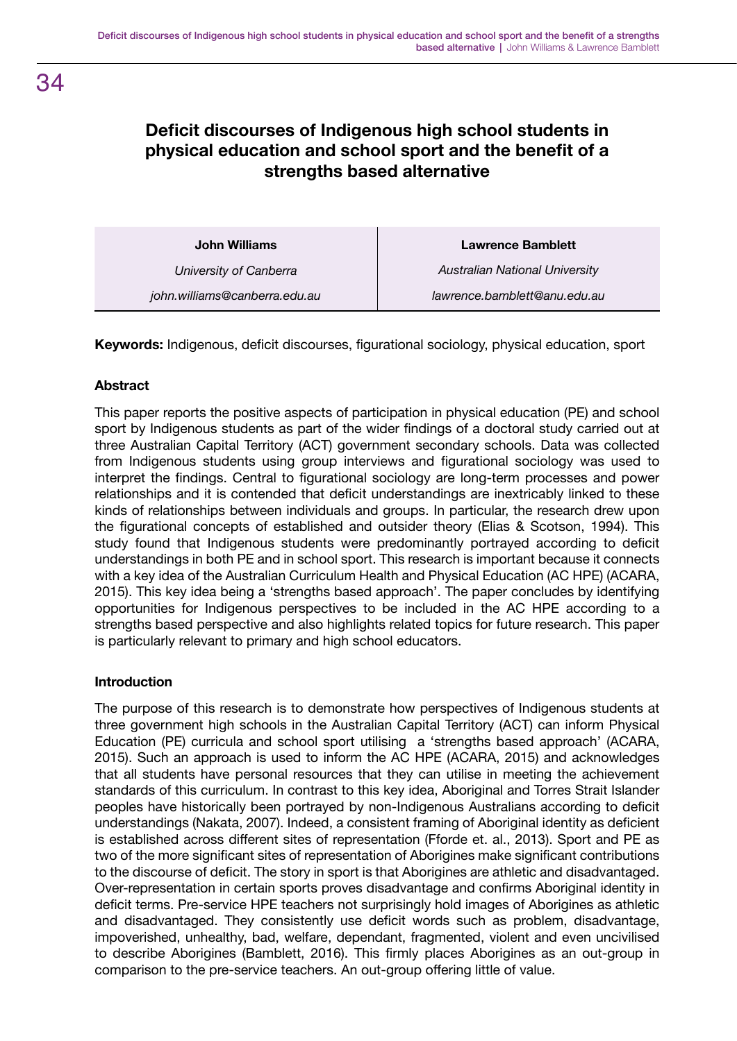# Deficit discourses of Indigenous high school students in physical education and school sport and the benefit of a strengths based alternative

| John Williams | Lawrence Bamblett |
| --- | --- |
| *University of Canberra* | *Australian National University* |
| *john.williams@canberra.edu.au* | *lawrence.bamblett@anu.edu.au* |

**Keywords:** Indigenous, deficit discourses, figurational sociology, physical education, sport

### Abstract

This paper reports the positive aspects of participation in physical education (PE) and school sport by Indigenous students as part of the wider findings of a doctoral study carried out at three Australian Capital Territory (ACT) government secondary schools. Data was collected from Indigenous students using group interviews and figurational sociology was used to interpret the findings. Central to figurational sociology are long-term processes and power relationships and it is contended that deficit understandings are inextricably linked to these kinds of relationships between individuals and groups. In particular, the research drew upon the figurational concepts of established and outsider theory (Elias & Scotson, 1994). This study found that Indigenous students were predominantly portrayed according to deficit understandings in both PE and in school sport. This research is important because it connects with a key idea of the Australian Curriculum Health and Physical Education (AC HPE) (ACARA, 2015). This key idea being a 'strengths based approach'. The paper concludes by identifying opportunities for Indigenous perspectives to be included in the AC HPE according to a strengths based perspective and also highlights related topics for future research. This paper is particularly relevant to primary and high school educators.

### Introduction

The purpose of this research is to demonstrate how perspectives of Indigenous students at three government high schools in the Australian Capital Territory (ACT) can inform Physical Education (PE) curricula and school sport utilising a 'strengths based approach' (ACARA, 2015). Such an approach is used to inform the AC HPE (ACARA, 2015) and acknowledges that all students have personal resources that they can utilise in meeting the achievement standards of this curriculum. In contrast to this key idea, Aboriginal and Torres Strait Islander peoples have historically been portrayed by non-Indigenous Australians according to deficit understandings (Nakata, 2007). Indeed, a consistent framing of Aboriginal identity as deficient is established across different sites of representation (Fforde et. al., 2013). Sport and PE as two of the more significant sites of representation of Aborigines make significant contributions to the discourse of deficit. The story in sport is that Aborigines are athletic and disadvantaged. Over-representation in certain sports proves disadvantage and confirms Aboriginal identity in deficit terms. Pre-service HPE teachers not surprisingly hold images of Aborigines as athletic and disadvantaged. They consistently use deficit words such as problem, disadvantage, impoverished, unhealthy, bad, welfare, dependant, fragmented, violent and even uncivilised to describe Aborigines (Bamblett, 2016). This firmly places Aborigines as an out-group in comparison to the pre-service teachers. An out-group offering little of value.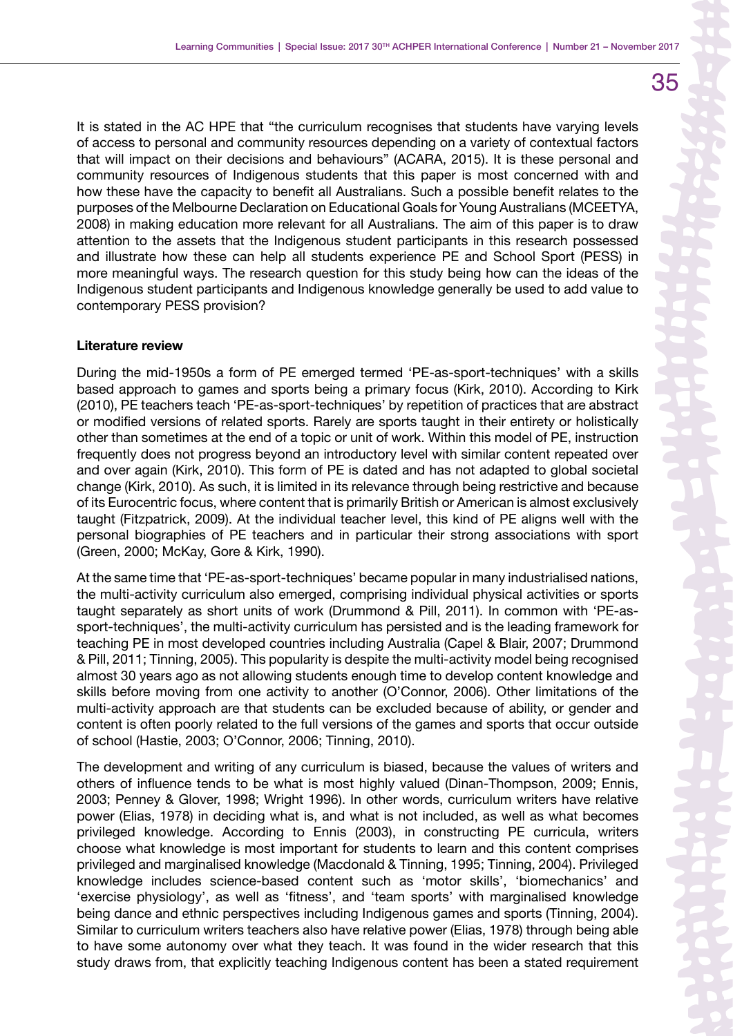It is stated in the AC HPE that "the curriculum recognises that students have varying levels of access to personal and community resources depending on a variety of contextual factors that will impact on their decisions and behaviours" (ACARA, 2015). It is these personal and community resources of Indigenous students that this paper is most concerned with and how these have the capacity to benefit all Australians. Such a possible benefit relates to the purposes of the Melbourne Declaration on Educational Goals for Young Australians (MCEETYA, 2008) in making education more relevant for all Australians. The aim of this paper is to draw attention to the assets that the Indigenous student participants in this research possessed and illustrate how these can help all students experience PE and School Sport (PESS) in more meaningful ways. The research question for this study being how can the ideas of the Indigenous student participants and Indigenous knowledge generally be used to add value to contemporary PESS provision?

**Literature review**

During the mid-1950s a form of PE emerged termed 'PE-as-sport-techniques' with a skills based approach to games and sports being a primary focus (Kirk, 2010). According to Kirk (2010), PE teachers teach 'PE-as-sport-techniques' by repetition of practices that are abstract or modified versions of related sports. Rarely are sports taught in their entirety or holistically other than sometimes at the end of a topic or unit of work. Within this model of PE, instruction frequently does not progress beyond an introductory level with similar content repeated over and over again (Kirk, 2010). This form of PE is dated and has not adapted to global societal change (Kirk, 2010). As such, it is limited in its relevance through being restrictive and because of its Eurocentric focus, where content that is primarily British or American is almost exclusively taught (Fitzpatrick, 2009). At the individual teacher level, this kind of PE aligns well with the personal biographies of PE teachers and in particular their strong associations with sport (Green, 2000; McKay, Gore & Kirk, 1990).

At the same time that 'PE-as-sport-techniques' became popular in many industrialised nations, the multi-activity curriculum also emerged, comprising individual physical activities or sports taught separately as short units of work (Drummond & Pill, 2011). In common with 'PE-as-sport-techniques', the multi-activity curriculum has persisted and is the leading framework for teaching PE in most developed countries including Australia (Capel & Blair, 2007; Drummond & Pill, 2011; Tinning, 2005). This popularity is despite the multi-activity model being recognised almost 30 years ago as not allowing students enough time to develop content knowledge and skills before moving from one activity to another (O'Connor, 2006). Other limitations of the multi-activity approach are that students can be excluded because of ability, or gender and content is often poorly related to the full versions of the games and sports that occur outside of school (Hastie, 2003; O'Connor, 2006; Tinning, 2010).

The development and writing of any curriculum is biased, because the values of writers and others of influence tends to be what is most highly valued (Dinan-Thompson, 2009; Ennis, 2003; Penney & Glover, 1998; Wright 1996). In other words, curriculum writers have relative power (Elias, 1978) in deciding what is, and what is not included, as well as what becomes privileged knowledge. According to Ennis (2003), in constructing PE curricula, writers choose what knowledge is most important for students to learn and this content comprises privileged and marginalised knowledge (Macdonald & Tinning, 1995; Tinning, 2004). Privileged knowledge includes science-based content such as 'motor skills', 'biomechanics' and 'exercise physiology', as well as 'fitness', and 'team sports' with marginalised knowledge being dance and ethnic perspectives including Indigenous games and sports (Tinning, 2004). Similar to curriculum writers teachers also have relative power (Elias, 1978) through being able to have some autonomy over what they teach. It was found in the wider research that this study draws from, that explicitly teaching Indigenous content has been a stated requirement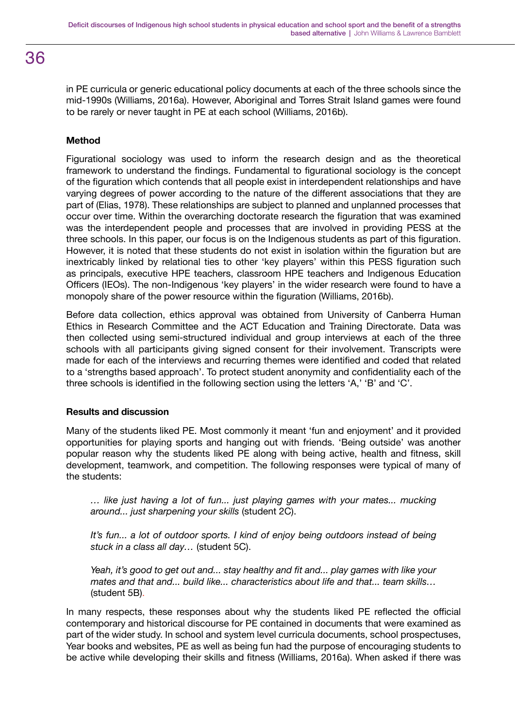in PE curricula or generic educational policy documents at each of the three schools since the mid-1990s (Williams, 2016a). However, Aboriginal and Torres Strait Island games were found to be rarely or never taught in PE at each school (Williams, 2016b).

### Method

Figurational sociology was used to inform the research design and as the theoretical framework to understand the findings. Fundamental to figurational sociology is the concept of the figuration which contends that all people exist in interdependent relationships and have varying degrees of power according to the nature of the different associations that they are part of (Elias, 1978). These relationships are subject to planned and unplanned processes that occur over time. Within the overarching doctorate research the figuration that was examined was the interdependent people and processes that are involved in providing PESS at the three schools. In this paper, our focus is on the Indigenous students as part of this figuration. However, it is noted that these students do not exist in isolation within the figuration but are inextricably linked by relational ties to other 'key players' within this PESS figuration such as principals, executive HPE teachers, classroom HPE teachers and Indigenous Education Officers (IEOs). The non-Indigenous 'key players' in the wider research were found to have a monopoly share of the power resource within the figuration (Williams, 2016b).

Before data collection, ethics approval was obtained from University of Canberra Human Ethics in Research Committee and the ACT Education and Training Directorate. Data was then collected using semi-structured individual and group interviews at each of the three schools with all participants giving signed consent for their involvement. Transcripts were made for each of the interviews and recurring themes were identified and coded that related to a 'strengths based approach'. To protect student anonymity and confidentiality each of the three schools is identified in the following section using the letters 'A,' 'B' and 'C'.

### Results and discussion

Many of the students liked PE. Most commonly it meant 'fun and enjoyment' and it provided opportunities for playing sports and hanging out with friends. 'Being outside' was another popular reason why the students liked PE along with being active, health and fitness, skill development, teamwork, and competition. The following responses were typical of many of the students:

> *… like just having a lot of fun... just playing games with your mates... mucking around... just sharpening your skills* (student 2C).

> *It's fun... a lot of outdoor sports. I kind of enjoy being outdoors instead of being stuck in a class all day…* (student 5C).

> *Yeah, it's good to get out and... stay healthy and fit and... play games with like your mates and that and... build like... characteristics about life and that... team skills…* (student 5B).

In many respects, these responses about why the students liked PE reflected the official contemporary and historical discourse for PE contained in documents that were examined as part of the wider study. In school and system level curricula documents, school prospectuses, Year books and websites, PE as well as being fun had the purpose of encouraging students to be active while developing their skills and fitness (Williams, 2016a). When asked if there was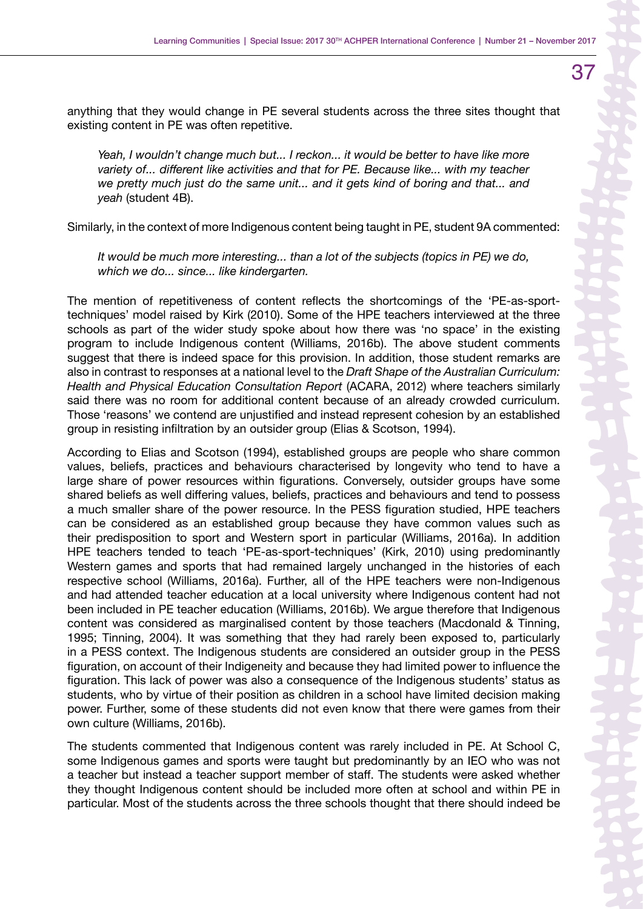anything that they would change in PE several students across the three sites thought that existing content in PE was often repetitive.

> *Yeah, I wouldn't change much but... I reckon... it would be better to have like more variety of... different like activities and that for PE. Because like... with my teacher we pretty much just do the same unit... and it gets kind of boring and that... and yeah* (student 4B).

Similarly, in the context of more Indigenous content being taught in PE, student 9A commented:

> *It would be much more interesting... than a lot of the subjects (topics in PE) we do, which we do... since... like kindergarten.*

The mention of repetitiveness of content reflects the shortcomings of the 'PE-as-sport-techniques' model raised by Kirk (2010). Some of the HPE teachers interviewed at the three schools as part of the wider study spoke about how there was 'no space' in the existing program to include Indigenous content (Williams, 2016b). The above student comments suggest that there is indeed space for this provision. In addition, those student remarks are also in contrast to responses at a national level to the *Draft Shape of the Australian Curriculum: Health and Physical Education Consultation Report* (ACARA, 2012) where teachers similarly said there was no room for additional content because of an already crowded curriculum. Those 'reasons' we contend are unjustified and instead represent cohesion by an established group in resisting infiltration by an outsider group (Elias & Scotson, 1994).

According to Elias and Scotson (1994), established groups are people who share common values, beliefs, practices and behaviours characterised by longevity who tend to have a large share of power resources within figurations. Conversely, outsider groups have some shared beliefs as well differing values, beliefs, practices and behaviours and tend to possess a much smaller share of the power resource. In the PESS figuration studied, HPE teachers can be considered as an established group because they have common values such as their predisposition to sport and Western sport in particular (Williams, 2016a). In addition HPE teachers tended to teach 'PE-as-sport-techniques' (Kirk, 2010) using predominantly Western games and sports that had remained largely unchanged in the histories of each respective school (Williams, 2016a). Further, all of the HPE teachers were non-Indigenous and had attended teacher education at a local university where Indigenous content had not been included in PE teacher education (Williams, 2016b). We argue therefore that Indigenous content was considered as marginalised content by those teachers (Macdonald & Tinning, 1995; Tinning, 2004). It was something that they had rarely been exposed to, particularly in a PESS context. The Indigenous students are considered an outsider group in the PESS figuration, on account of their Indigeneity and because they had limited power to influence the figuration. This lack of power was also a consequence of the Indigenous students' status as students, who by virtue of their position as children in a school have limited decision making power. Further, some of these students did not even know that there were games from their own culture (Williams, 2016b).

The students commented that Indigenous content was rarely included in PE. At School C, some Indigenous games and sports were taught but predominantly by an IEO who was not a teacher but instead a teacher support member of staff. The students were asked whether they thought Indigenous content should be included more often at school and within PE in particular. Most of the students across the three schools thought that there should indeed be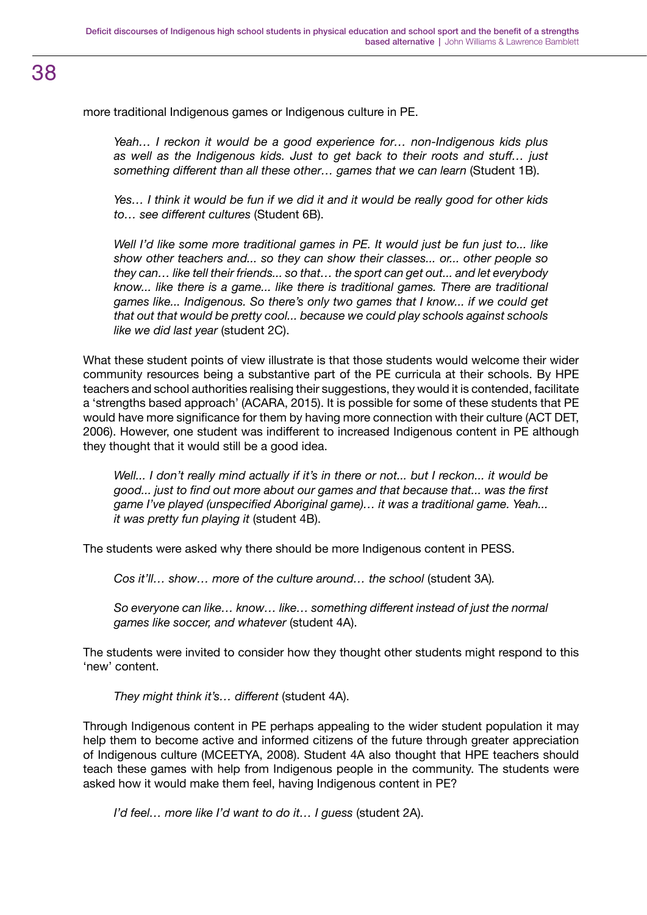more traditional Indigenous games or Indigenous culture in PE.

> *Yeah… I reckon it would be a good experience for… non-Indigenous kids plus as well as the Indigenous kids. Just to get back to their roots and stuff… just something different than all these other… games that we can learn* (Student 1B).

> *Yes… I think it would be fun if we did it and it would be really good for other kids to… see different cultures* (Student 6B).

> *Well I'd like some more traditional games in PE. It would just be fun just to... like show other teachers and... so they can show their classes... or... other people so they can… like tell their friends... so that… the sport can get out... and let everybody know... like there is a game... like there is traditional games. There are traditional games like... Indigenous. So there's only two games that I know... if we could get that out that would be pretty cool... because we could play schools against schools like we did last year* (student 2C).

What these student points of view illustrate is that those students would welcome their wider community resources being a substantive part of the PE curricula at their schools. By HPE teachers and school authorities realising their suggestions, they would it is contended, facilitate a 'strengths based approach' (ACARA, 2015). It is possible for some of these students that PE would have more significance for them by having more connection with their culture (ACT DET, 2006). However, one student was indifferent to increased Indigenous content in PE although they thought that it would still be a good idea.

> *Well... I don't really mind actually if it's in there or not... but I reckon... it would be good... just to find out more about our games and that because that... was the first game I've played (unspecified Aboriginal game)… it was a traditional game. Yeah... it was pretty fun playing it* (student 4B).

The students were asked why there should be more Indigenous content in PESS.

> *Cos it'll… show… more of the culture around… the school* (student 3A).

> *So everyone can like… know… like… something different instead of just the normal games like soccer, and whatever* (student 4A).

The students were invited to consider how they thought other students might respond to this 'new' content.

> *They might think it's… different* (student 4A).

Through Indigenous content in PE perhaps appealing to the wider student population it may help them to become active and informed citizens of the future through greater appreciation of Indigenous culture (MCEETYA, 2008). Student 4A also thought that HPE teachers should teach these games with help from Indigenous people in the community. The students were asked how it would make them feel, having Indigenous content in PE?

> *I'd feel… more like I'd want to do it… I guess* (student 2A).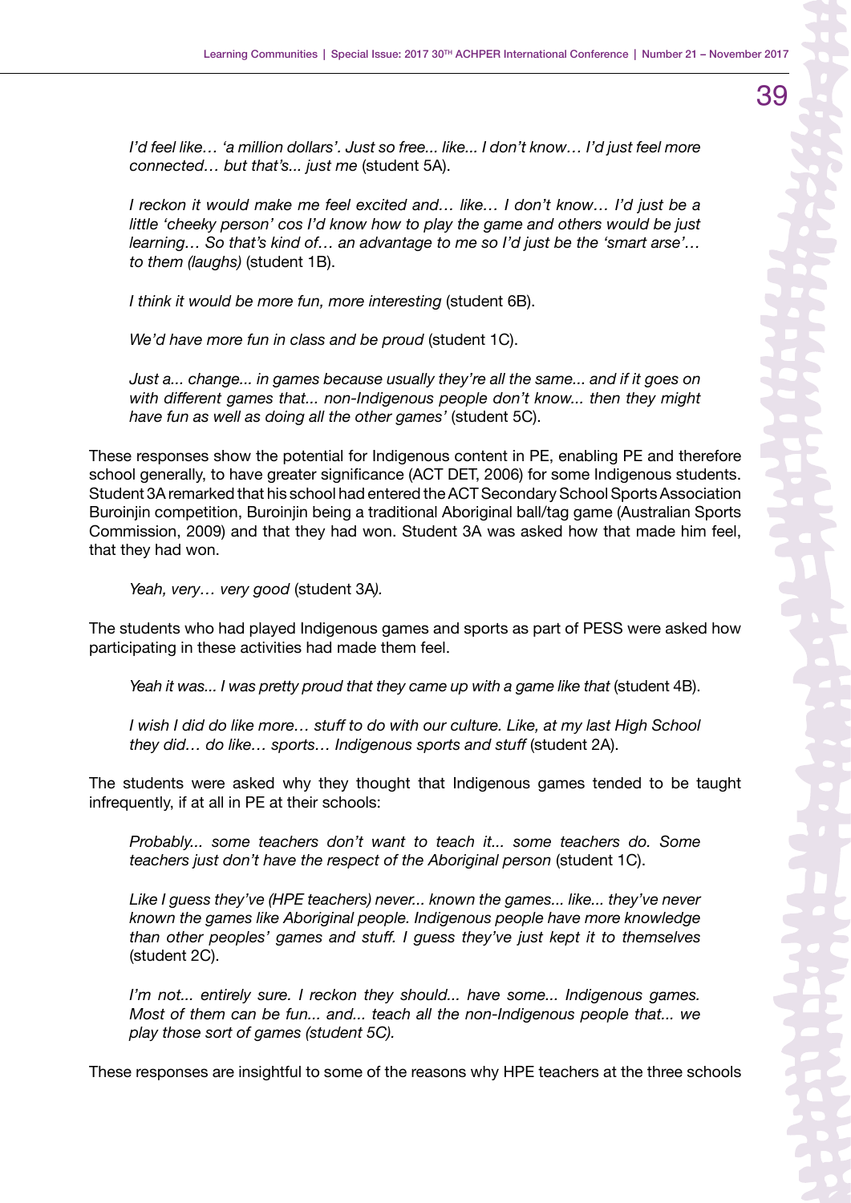*I'd feel like… 'a million dollars'. Just so free... like... I don't know… I'd just feel more connected… but that's... just me* (student 5A).

*I reckon it would make me feel excited and… like… I don't know… I'd just be a little 'cheeky person' cos I'd know how to play the game and others would be just learning… So that's kind of… an advantage to me so I'd just be the 'smart arse'… to them (laughs)* (student 1B).

*I think it would be more fun, more interesting* (student 6B).

*We'd have more fun in class and be proud* (student 1C).

*Just a... change... in games because usually they're all the same... and if it goes on with different games that... non-Indigenous people don't know... then they might have fun as well as doing all the other games'* (student 5C).

These responses show the potential for Indigenous content in PE, enabling PE and therefore school generally, to have greater significance (ACT DET, 2006) for some Indigenous students. Student 3A remarked that his school had entered the ACT Secondary School Sports Association Buroinjin competition, Buroinjin being a traditional Aboriginal ball/tag game (Australian Sports Commission, 2009) and that they had won. Student 3A was asked how that made him feel, that they had won.

*Yeah, very… very good* (student 3A*).*

The students who had played Indigenous games and sports as part of PESS were asked how participating in these activities had made them feel.

*Yeah it was... I was pretty proud that they came up with a game like that* (student 4B).

*I wish I did do like more… stuff to do with our culture. Like, at my last High School they did… do like… sports… Indigenous sports and stuff* (student 2A).

The students were asked why they thought that Indigenous games tended to be taught infrequently, if at all in PE at their schools:

*Probably... some teachers don't want to teach it... some teachers do. Some teachers just don't have the respect of the Aboriginal person* (student 1C).

*Like I guess they've (HPE teachers) never... known the games... like... they've never known the games like Aboriginal people. Indigenous people have more knowledge than other peoples' games and stuff. I guess they've just kept it to themselves* (student 2C).

*I'm not... entirely sure. I reckon they should... have some... Indigenous games. Most of them can be fun... and... teach all the non-Indigenous people that... we play those sort of games (student 5C).*

These responses are insightful to some of the reasons why HPE teachers at the three schools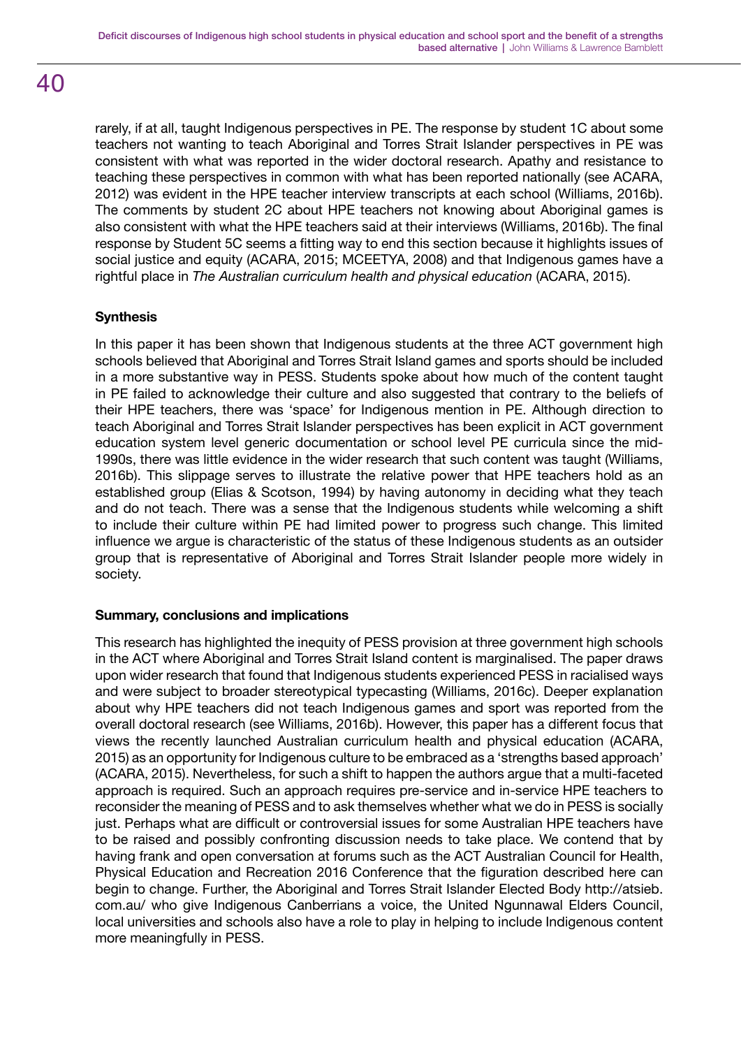rarely, if at all, taught Indigenous perspectives in PE. The response by student 1C about some teachers not wanting to teach Aboriginal and Torres Strait Islander perspectives in PE was consistent with what was reported in the wider doctoral research. Apathy and resistance to teaching these perspectives in common with what has been reported nationally (see ACARA, 2012) was evident in the HPE teacher interview transcripts at each school (Williams, 2016b). The comments by student 2C about HPE teachers not knowing about Aboriginal games is also consistent with what the HPE teachers said at their interviews (Williams, 2016b). The final response by Student 5C seems a fitting way to end this section because it highlights issues of social justice and equity (ACARA, 2015; MCEETYA, 2008) and that Indigenous games have a rightful place in *The Australian curriculum health and physical education* (ACARA, 2015).

**Synthesis**

In this paper it has been shown that Indigenous students at the three ACT government high schools believed that Aboriginal and Torres Strait Island games and sports should be included in a more substantive way in PESS. Students spoke about how much of the content taught in PE failed to acknowledge their culture and also suggested that contrary to the beliefs of their HPE teachers, there was 'space' for Indigenous mention in PE. Although direction to teach Aboriginal and Torres Strait Islander perspectives has been explicit in ACT government education system level generic documentation or school level PE curricula since the mid-1990s, there was little evidence in the wider research that such content was taught (Williams, 2016b). This slippage serves to illustrate the relative power that HPE teachers hold as an established group (Elias & Scotson, 1994) by having autonomy in deciding what they teach and do not teach. There was a sense that the Indigenous students while welcoming a shift to include their culture within PE had limited power to progress such change. This limited influence we argue is characteristic of the status of these Indigenous students as an outsider group that is representative of Aboriginal and Torres Strait Islander people more widely in society.

**Summary, conclusions and implications**

This research has highlighted the inequity of PESS provision at three government high schools in the ACT where Aboriginal and Torres Strait Island content is marginalised. The paper draws upon wider research that found that Indigenous students experienced PESS in racialised ways and were subject to broader stereotypical typecasting (Williams, 2016c). Deeper explanation about why HPE teachers did not teach Indigenous games and sport was reported from the overall doctoral research (see Williams, 2016b). However, this paper has a different focus that views the recently launched Australian curriculum health and physical education (ACARA, 2015) as an opportunity for Indigenous culture to be embraced as a 'strengths based approach' (ACARA, 2015). Nevertheless, for such a shift to happen the authors argue that a multi-faceted approach is required. Such an approach requires pre-service and in-service HPE teachers to reconsider the meaning of PESS and to ask themselves whether what we do in PESS is socially just. Perhaps what are difficult or controversial issues for some Australian HPE teachers have to be raised and possibly confronting discussion needs to take place. We contend that by having frank and open conversation at forums such as the ACT Australian Council for Health, Physical Education and Recreation 2016 Conference that the figuration described here can begin to change. Further, the Aboriginal and Torres Strait Islander Elected Body http://atsieb.com.au/ who give Indigenous Canberrians a voice, the United Ngunnawal Elders Council, local universities and schools also have a role to play in helping to include Indigenous content more meaningfully in PESS.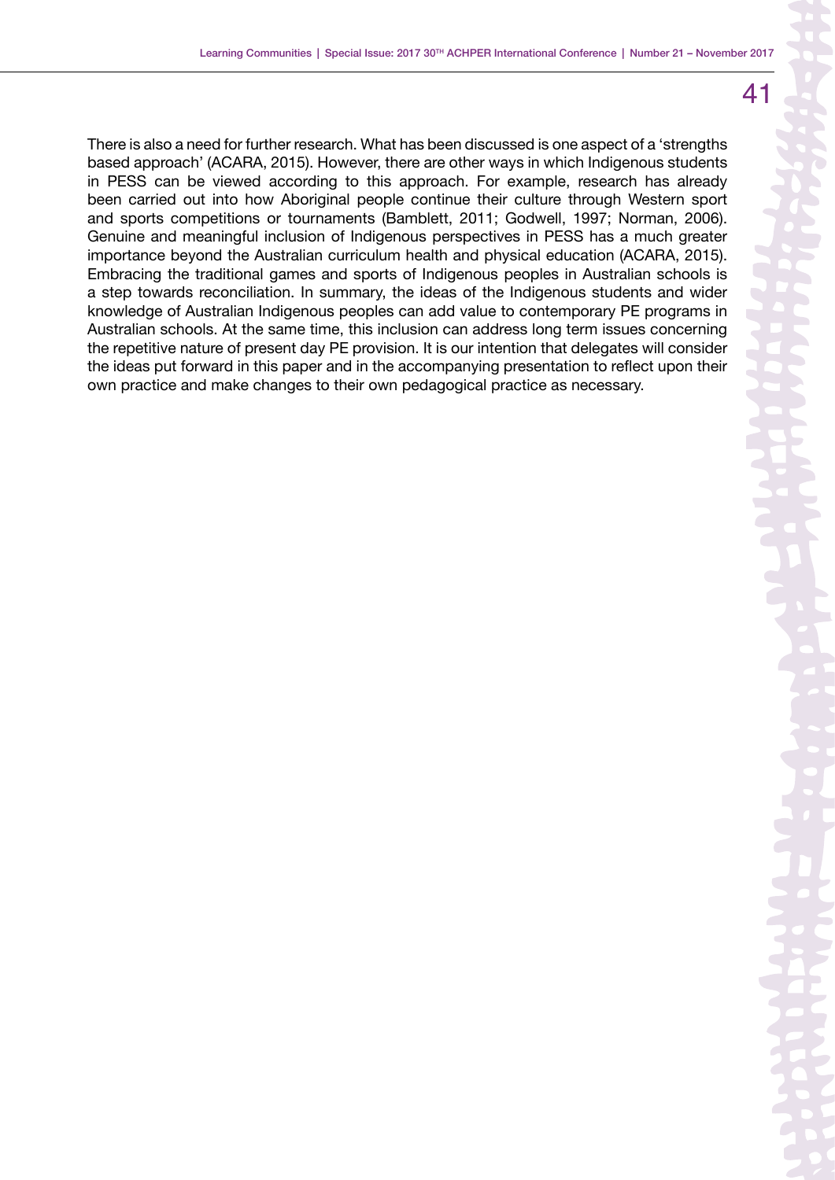There is also a need for further research. What has been discussed is one aspect of a 'strengths based approach' (ACARA, 2015). However, there are other ways in which Indigenous students in PESS can be viewed according to this approach. For example, research has already been carried out into how Aboriginal people continue their culture through Western sport and sports competitions or tournaments (Bamblett, 2011; Godwell, 1997; Norman, 2006). Genuine and meaningful inclusion of Indigenous perspectives in PESS has a much greater importance beyond the Australian curriculum health and physical education (ACARA, 2015). Embracing the traditional games and sports of Indigenous peoples in Australian schools is a step towards reconciliation. In summary, the ideas of the Indigenous students and wider knowledge of Australian Indigenous peoples can add value to contemporary PE programs in Australian schools. At the same time, this inclusion can address long term issues concerning the repetitive nature of present day PE provision. It is our intention that delegates will consider the ideas put forward in this paper and in the accompanying presentation to reflect upon their own practice and make changes to their own pedagogical practice as necessary.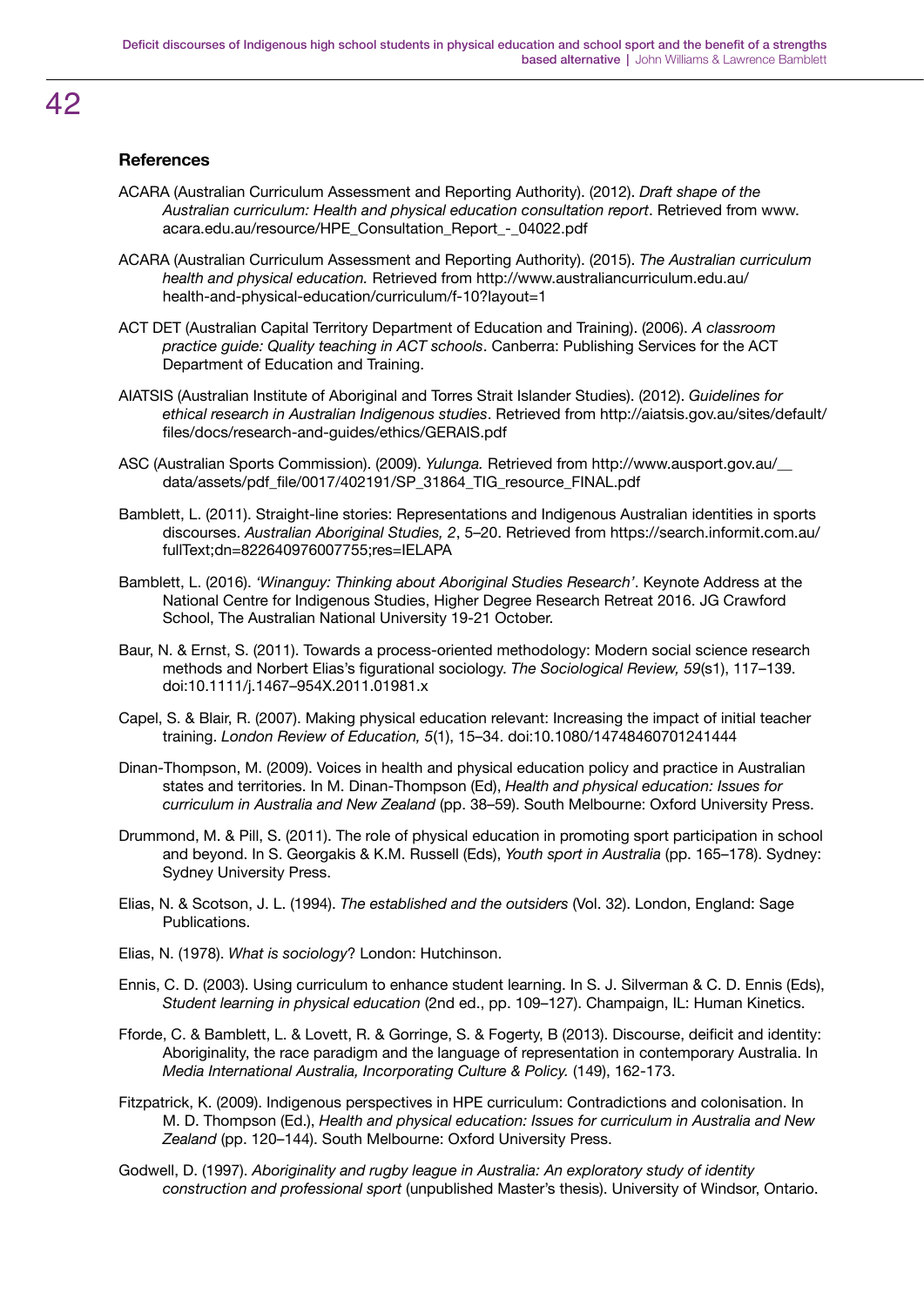## References

ACARA (Australian Curriculum Assessment and Reporting Authority). (2012). *Draft shape of the Australian curriculum: Health and physical education consultation report*. Retrieved from www.acara.edu.au/resource/HPE_Consultation_Report_-_04022.pdf

ACARA (Australian Curriculum Assessment and Reporting Authority). (2015). *The Australian curriculum health and physical education.* Retrieved from http://www.australiancurriculum.edu.au/health-and-physical-education/curriculum/f-10?layout=1

ACT DET (Australian Capital Territory Department of Education and Training). (2006). *A classroom practice guide: Quality teaching in ACT schools*. Canberra: Publishing Services for the ACT Department of Education and Training.

AIATSIS (Australian Institute of Aboriginal and Torres Strait Islander Studies). (2012). *Guidelines for ethical research in Australian Indigenous studies*. Retrieved from http://aiatsis.gov.au/sites/default/files/docs/research-and-guides/ethics/GERAIS.pdf

ASC (Australian Sports Commission). (2009). *Yulunga.* Retrieved from http://www.ausport.gov.au/__data/assets/pdf_file/0017/402191/SP_31864_TIG_resource_FINAL.pdf

Bamblett, L. (2011). Straight-line stories: Representations and Indigenous Australian identities in sports discourses. *Australian Aboriginal Studies, 2*, 5–20. Retrieved from https://search.informit.com.au/fullText;dn=822640976007755;res=IELAPA

Bamblett, L. (2016). *'Winanguy: Thinking about Aboriginal Studies Research'*. Keynote Address at the National Centre for Indigenous Studies, Higher Degree Research Retreat 2016. JG Crawford School, The Australian National University 19-21 October.

Baur, N. & Ernst, S. (2011). Towards a process-oriented methodology: Modern social science research methods and Norbert Elias's figurational sociology. *The Sociological Review, 59*(s1), 117–139. doi:10.1111/j.1467–954X.2011.01981.x

Capel, S. & Blair, R. (2007). Making physical education relevant: Increasing the impact of initial teacher training. *London Review of Education, 5*(1), 15–34. doi:10.1080/14748460701241444

Dinan-Thompson, M. (2009). Voices in health and physical education policy and practice in Australian states and territories. In M. Dinan-Thompson (Ed), *Health and physical education: Issues for curriculum in Australia and New Zealand* (pp. 38–59). South Melbourne: Oxford University Press.

Drummond, M. & Pill, S. (2011). The role of physical education in promoting sport participation in school and beyond. In S. Georgakis & K.M. Russell (Eds), *Youth sport in Australia* (pp. 165–178). Sydney: Sydney University Press.

Elias, N. & Scotson, J. L. (1994). *The established and the outsiders* (Vol. 32). London, England: Sage Publications.

Elias, N. (1978). *What is sociology*? London: Hutchinson.

Ennis, C. D. (2003). Using curriculum to enhance student learning. In S. J. Silverman & C. D. Ennis (Eds), *Student learning in physical education* (2nd ed., pp. 109–127). Champaign, IL: Human Kinetics.

Fforde, C. & Bamblett, L. & Lovett, R. & Gorringe, S. & Fogerty, B (2013). Discourse, deificit and identity: Aboriginality, the race paradigm and the language of representation in contemporary Australia. In *Media International Australia, Incorporating Culture & Policy.* (149), 162-173.

Fitzpatrick, K. (2009). Indigenous perspectives in HPE curriculum: Contradictions and colonisation. In M. D. Thompson (Ed.), *Health and physical education: Issues for curriculum in Australia and New Zealand* (pp. 120–144). South Melbourne: Oxford University Press.

Godwell, D. (1997). *Aboriginality and rugby league in Australia: An exploratory study of identity construction and professional sport* (unpublished Master's thesis). University of Windsor, Ontario.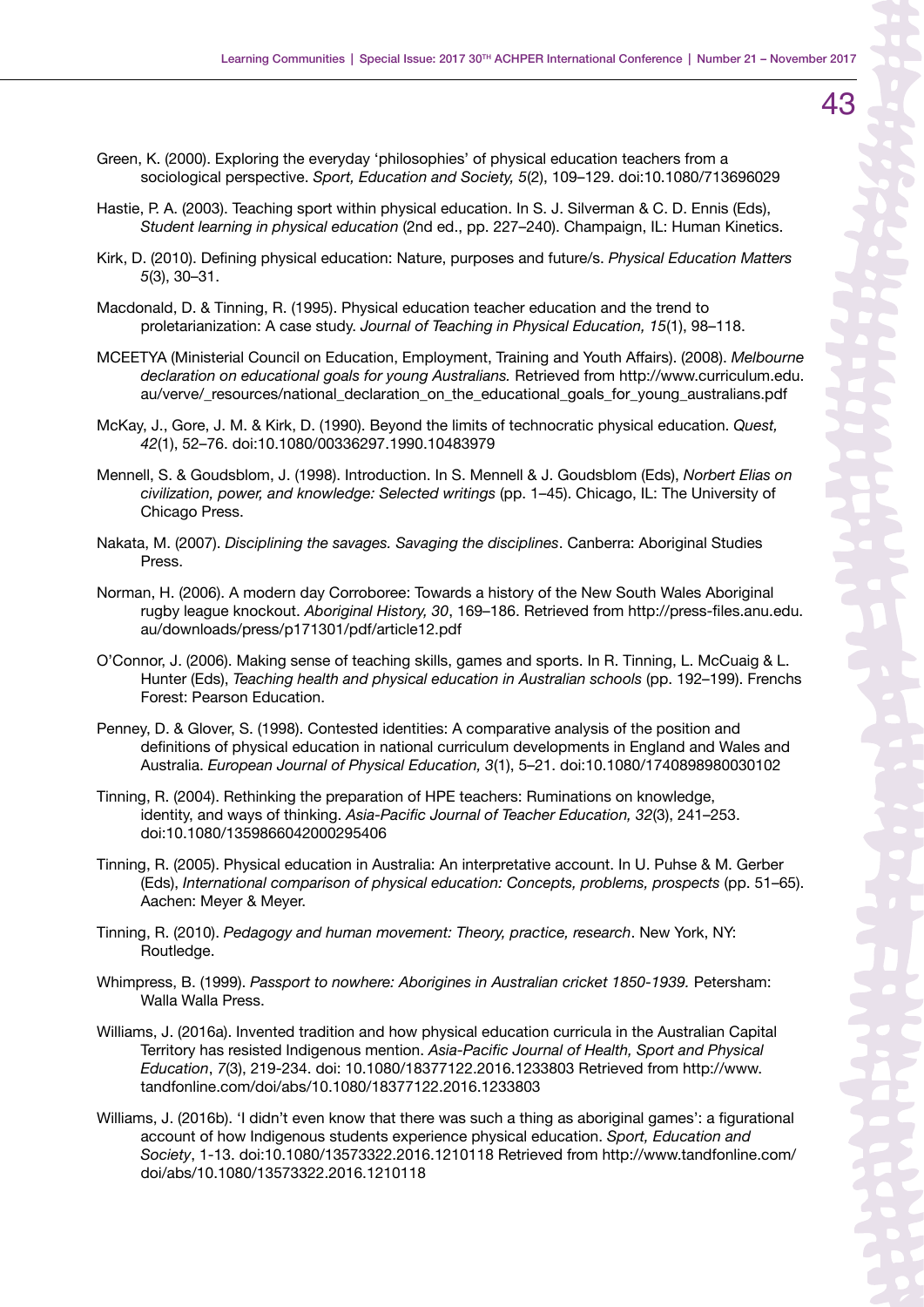Green, K. (2000). Exploring the everyday 'philosophies' of physical education teachers from a sociological perspective. *Sport, Education and Society, 5*(2), 109–129. doi:10.1080/713696029

Hastie, P. A. (2003). Teaching sport within physical education. In S. J. Silverman & C. D. Ennis (Eds), *Student learning in physical education* (2nd ed., pp. 227–240). Champaign, IL: Human Kinetics.

Kirk, D. (2010). Defining physical education: Nature, purposes and future/s. *Physical Education Matters 5*(3), 30–31.

Macdonald, D. & Tinning, R. (1995). Physical education teacher education and the trend to proletarianization: A case study. *Journal of Teaching in Physical Education, 15*(1), 98–118.

MCEETYA (Ministerial Council on Education, Employment, Training and Youth Affairs). (2008). *Melbourne declaration on educational goals for young Australians.* Retrieved from http://www.curriculum.edu.au/verve/_resources/national_declaration_on_the_educational_goals_for_young_australians.pdf

McKay, J., Gore, J. M. & Kirk, D. (1990). Beyond the limits of technocratic physical education. *Quest, 42*(1), 52–76. doi:10.1080/00336297.1990.10483979

Mennell, S. & Goudsblom, J. (1998). Introduction. In S. Mennell & J. Goudsblom (Eds), *Norbert Elias on civilization, power, and knowledge: Selected writings* (pp. 1–45). Chicago, IL: The University of Chicago Press.

Nakata, M. (2007). *Disciplining the savages. Savaging the disciplines*. Canberra: Aboriginal Studies Press.

Norman, H. (2006). A modern day Corroboree: Towards a history of the New South Wales Aboriginal rugby league knockout. *Aboriginal History, 30*, 169–186. Retrieved from http://press-files.anu.edu.au/downloads/press/p171301/pdf/article12.pdf

O'Connor, J. (2006). Making sense of teaching skills, games and sports. In R. Tinning, L. McCuaig & L. Hunter (Eds), *Teaching health and physical education in Australian schools* (pp. 192–199). Frenchs Forest: Pearson Education.

Penney, D. & Glover, S. (1998). Contested identities: A comparative analysis of the position and definitions of physical education in national curriculum developments in England and Wales and Australia. *European Journal of Physical Education, 3*(1), 5–21. doi:10.1080/1740898980030102

Tinning, R. (2004). Rethinking the preparation of HPE teachers: Ruminations on knowledge, identity, and ways of thinking. *Asia-Pacific Journal of Teacher Education, 32*(3), 241–253. doi:10.1080/1359866042000295406

Tinning, R. (2005). Physical education in Australia: An interpretative account. In U. Puhse & M. Gerber (Eds), *International comparison of physical education: Concepts, problems, prospects* (pp. 51–65). Aachen: Meyer & Meyer.

Tinning, R. (2010). *Pedagogy and human movement: Theory, practice, research*. New York, NY: Routledge.

Whimpress, B. (1999). *Passport to nowhere: Aborigines in Australian cricket 1850-1939.* Petersham: Walla Walla Press.

Williams, J. (2016a). Invented tradition and how physical education curricula in the Australian Capital Territory has resisted Indigenous mention. *Asia-Pacific Journal of Health, Sport and Physical Education*, *7*(3), 219-234. doi: 10.1080/18377122.2016.1233803 Retrieved from http://www.tandfonline.com/doi/abs/10.1080/18377122.2016.1233803

Williams, J. (2016b). 'I didn't even know that there was such a thing as aboriginal games': a figurational account of how Indigenous students experience physical education. *Sport, Education and Society*, 1-13. doi:10.1080/13573322.2016.1210118 Retrieved from http://www.tandfonline.com/doi/abs/10.1080/13573322.2016.1210118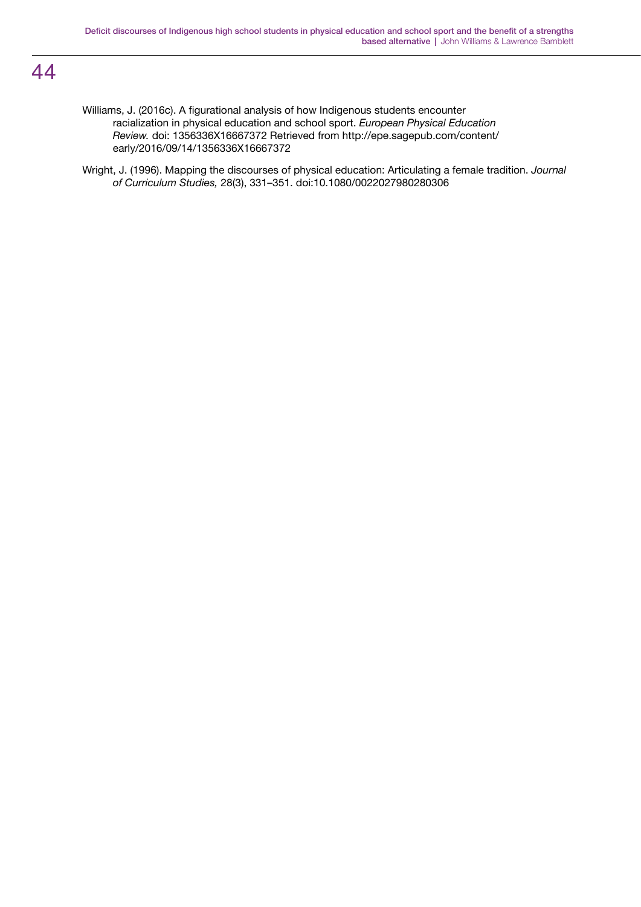Williams, J. (2016c). A figurational analysis of how Indigenous students encounter racialization in physical education and school sport. *European Physical Education Review.* doi: 1356336X16667372 Retrieved from http://epe.sagepub.com/content/early/2016/09/14/1356336X16667372

Wright, J. (1996). Mapping the discourses of physical education: Articulating a female tradition. *Journal of Curriculum Studies,* 28(3), 331–351. doi:10.1080/0022027980280306